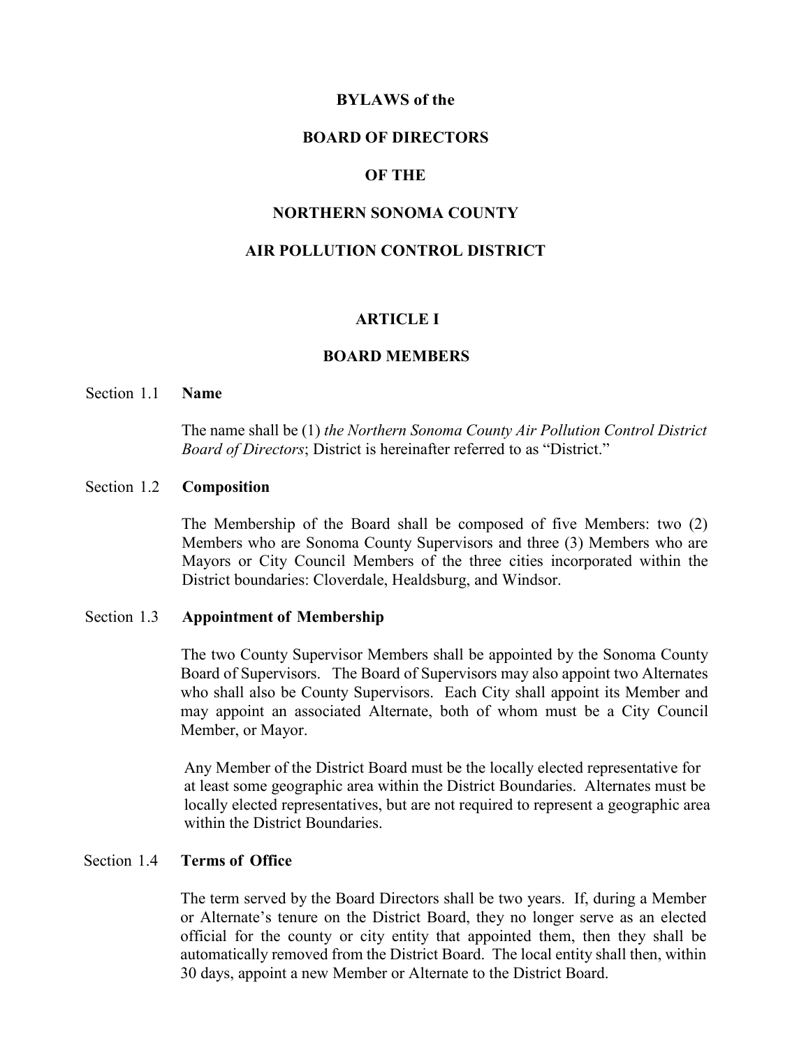# BYLAWS of the

# BOARD OF DIRECTORS

# OF THE

# NORTHERN SONOMA COUNTY

# AIR POLLUTION CONTROL DISTRICT

## ARTICLE I

## BOARD MEMBERS

### Section 1.1 Name

The name shall be (1) *the Northern Sonoma County Air Pollution Control District Board of Directors*; District is hereinafter referred to as "District."

### Section 1.2 Composition

The Membership of the Board shall be composed of five Members: two (2) Members who are Sonoma County Supervisors and three (3) Members who are Mayors or City Council Members of the three cities incorporated within the District boundaries: Cloverdale, Healdsburg, and Windsor.

### Section 1.3 Appointment of Membership

The two County Supervisor Members shall be appointed by the Sonoma County Board of Supervisors. The Board of Supervisors may also appoint two Alternates who shall also be County Supervisors. Each City shall appoint its Member and may appoint an associated Alternate, both of whom must be a City Council Member, or Mayor.

Any Member of the District Board must be the locally elected representative for at least some geographic area within the District Boundaries. Alternates must be locally elected representatives, but are not required to represent a geographic area within the District Boundaries.

### Section 1.4 Terms of Office

The term served by the Board Directors shall be two years. If, during a Member or Alternate's tenure on the District Board, they no longer serve as an elected official for the county or city entity that appointed them, then they shall be automatically removed from the District Board. The local entity shall then, within 30 days, appoint a new Member or Alternate to the District Board.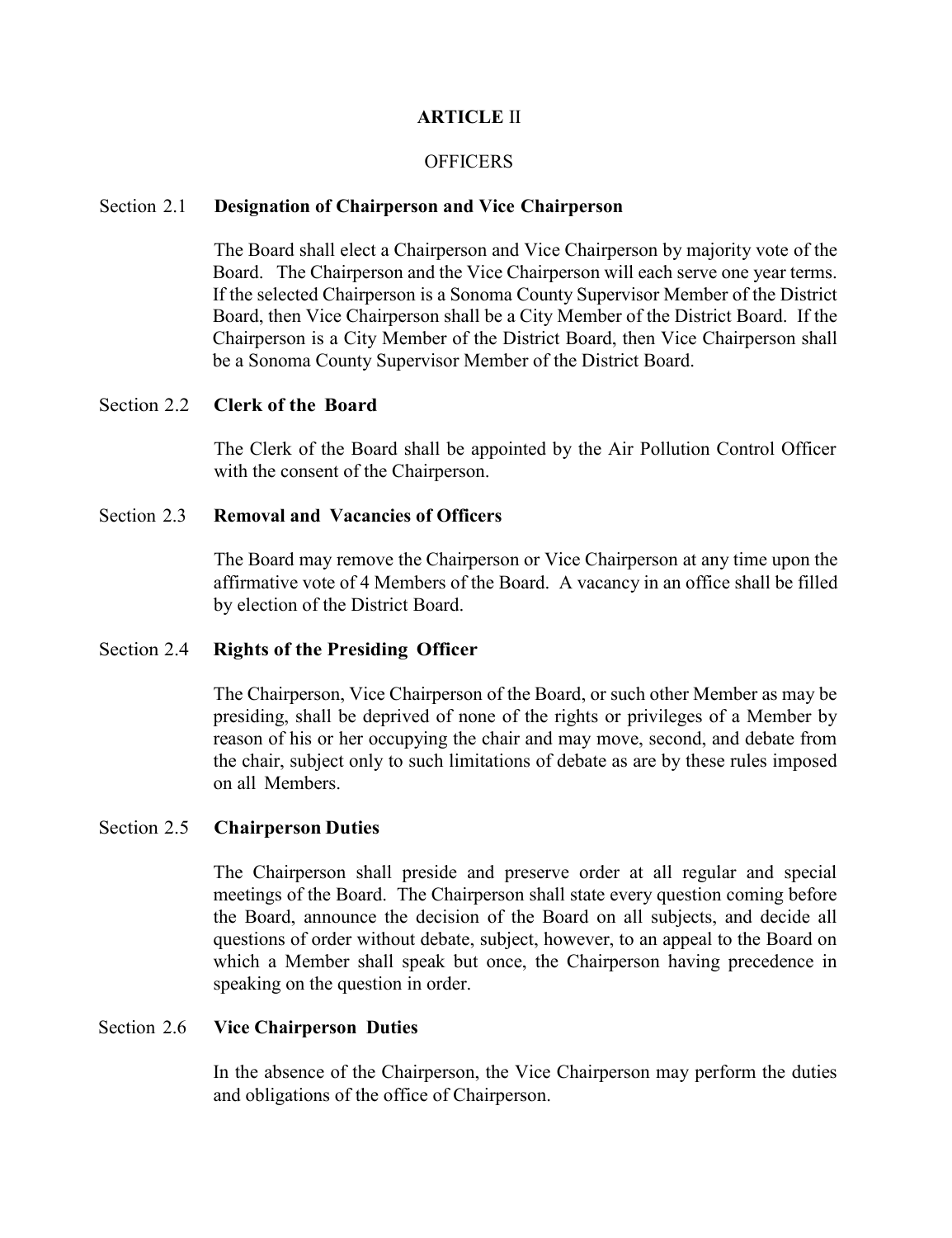# ARTICLE II

## OFFICERS

### Section 2.1 Designation of Chairperson and Vice Chairperson

The Board shall elect a Chairperson and Vice Chairperson by majority vote of the Board. The Chairperson and the Vice Chairperson will each serve one year terms. If the selected Chairperson is a Sonoma County Supervisor Member of the District Board, then Vice Chairperson shall be a City Member of the District Board. If the Chairperson is a City Member of the District Board, then Vice Chairperson shall be a Sonoma County Supervisor Member of the District Board.

### Section 2.2 Clerk of the Board

The Clerk of the Board shall be appointed by the Air Pollution Control Officer with the consent of the Chairperson.

### Section 2.3 Removal and Vacancies of Officers

The Board may remove the Chairperson or Vice Chairperson at any time upon the affirmative vote of 4 Members of the Board. A vacancy in an office shall be filled by election of the District Board.

### Section 2.4 Rights of the Presiding Officer

The Chairperson, Vice Chairperson of the Board, or such other Member as may be presiding, shall be deprived of none of the rights or privileges of a Member by reason of his or her occupying the chair and may move, second, and debate from the chair, subject only to such limitations of debate as are by these rules imposed on all Members.

### Section 2.5 Chairperson Duties

The Chairperson shall preside and preserve order at all regular and special meetings of the Board. The Chairperson shall state every question coming before the Board, announce the decision of the Board on all subjects, and decide all questions of order without debate, subject, however, to an appeal to the Board on which a Member shall speak but once, the Chairperson having precedence in speaking on the question in order.

### Section 2.6 Vice Chairperson Duties

In the absence of the Chairperson, the Vice Chairperson may perform the duties and obligations of the office of Chairperson.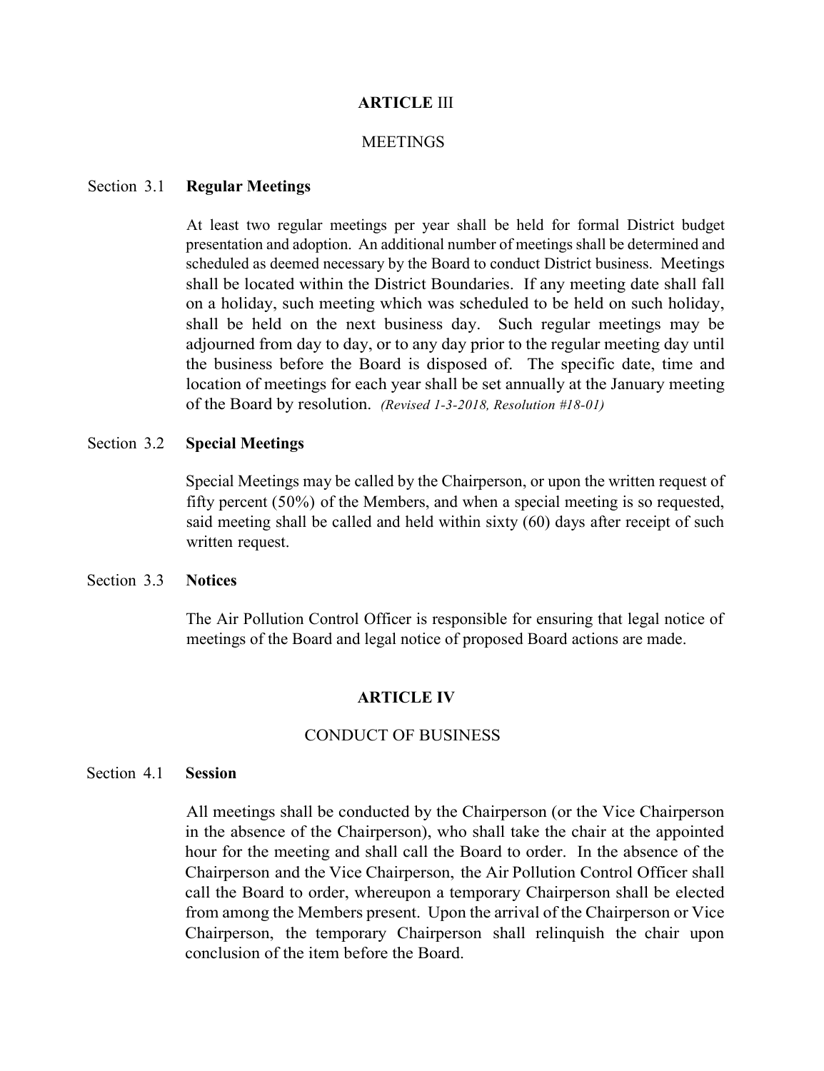## **ARTICLE** III

MEETINGS

Section 3.1 **Regular Meetings**

At least two regular meetings per year shall be held for formal District budget presentation and adoption. An additional number of meetings shall be determined and scheduled as deemed necessary by the Board to conduct District business. Meetings shall be located within the District Boundaries. If any meeting date shall fall on a holiday, such meeting which was scheduled to be held on such holiday, shall be held on the next business day. Such regular meetings may be adjourned from day to day, or to any day prior to the regular meeting day until the business before the Board is disposed of. The specific date, time and location of meetings for each year shall be set annually at the January meeting of the Board by resolution. *(Revised 1-3-2018, Resolution #18-01)*

Section 3.2 **Special Meetings**

Special Meetings may be called by the Chairperson, or upon the written request of fifty percent (50%) of the Members, and when a special meeting is so requested, said meeting shall be called and held within sixty (60) days after receipt of such written request.

Section 3.3 **Notices**

The Air Pollution Control Officer is responsible for ensuring that legal notice of meetings of the Board and legal notice of proposed Board actions are made.

## **ARTICLE IV**

CONDUCT OF BUSINESS

Section 4.1 **Session**

All meetings shall be conducted by the Chairperson (or the Vice Chairperson in the absence of the Chairperson), who shall take the chair at the appointed hour for the meeting and shall call the Board to order. In the absence of the Chairperson and the Vice Chairperson, the Air Pollution Control Officer shall call the Board to order, whereupon a temporary Chairperson shall be elected from among the Members present. Upon the arrival of the Chairperson or Vice Chairperson, the temporary Chairperson shall relinquish the chair upon conclusion of the item before the Board.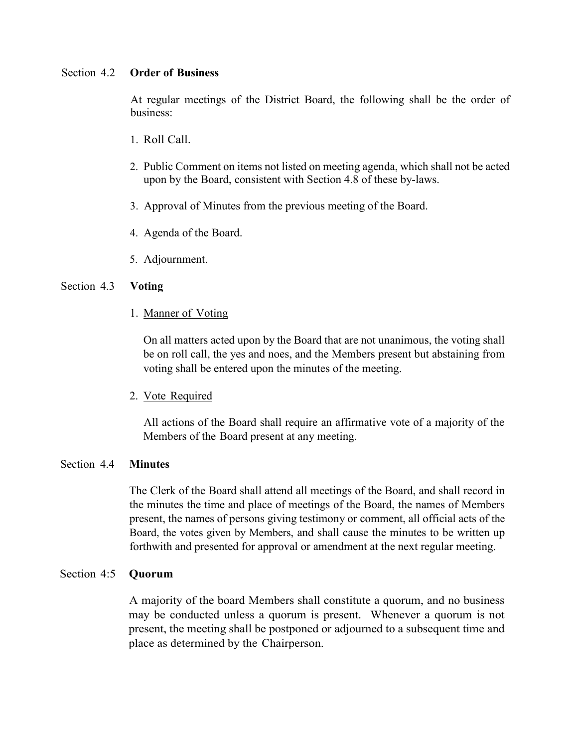### Section 4.2 Order of Business

At regular meetings of the District Board, the following shall be the order of business:

1. Roll Call.
2. Public Comment on items not listed on meeting agenda, which shall not be acted upon by the Board, consistent with Section 4.8 of these by-laws.
3. Approval of Minutes from the previous meeting of the Board.
4. Agenda of the Board.
5. Adjournment.

### Section 4.3 Voting

1. Manner of Voting

   On all matters acted upon by the Board that are not unanimous, the voting shall be on roll call, the yes and noes, and the Members present but abstaining from voting shall be entered upon the minutes of the meeting.

2. Vote Required

   All actions of the Board shall require an affirmative vote of a majority of the Members of the Board present at any meeting.

### Section 4.4 Minutes

The Clerk of the Board shall attend all meetings of the Board, and shall record in the minutes the time and place of meetings of the Board, the names of Members present, the names of persons giving testimony or comment, all official acts of the Board, the votes given by Members, and shall cause the minutes to be written up forthwith and presented for approval or amendment at the next regular meeting.

### Section 4:5 Quorum

A majority of the board Members shall constitute a quorum, and no business may be conducted unless a quorum is present. Whenever a quorum is not present, the meeting shall be postponed or adjourned to a subsequent time and place as determined by the Chairperson.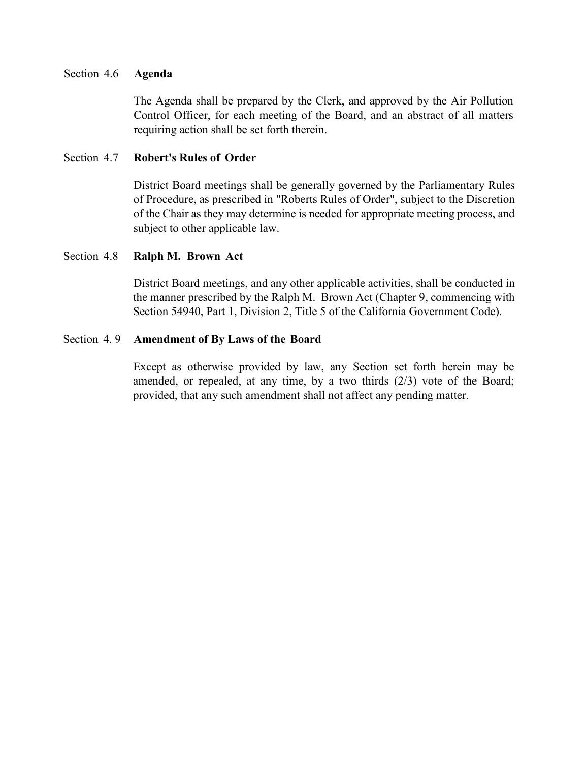### Section 4.6 Agenda

The Agenda shall be prepared by the Clerk, and approved by the Air Pollution Control Officer, for each meeting of the Board, and an abstract of all matters requiring action shall be set forth therein.

### Section 4.7 Robert's Rules of Order

District Board meetings shall be generally governed by the Parliamentary Rules of Procedure, as prescribed in "Roberts Rules of Order", subject to the Discretion of the Chair as they may determine is needed for appropriate meeting process, and subject to other applicable law.

### Section 4.8 Ralph M. Brown Act

District Board meetings, and any other applicable activities, shall be conducted in the manner prescribed by the Ralph M. Brown Act (Chapter 9, commencing with Section 54940, Part 1, Division 2, Title 5 of the California Government Code).

### Section 4. 9 Amendment of By Laws of the Board

Except as otherwise provided by law, any Section set forth herein may be amended, or repealed, at any time, by a two thirds (2/3) vote of the Board; provided, that any such amendment shall not affect any pending matter.